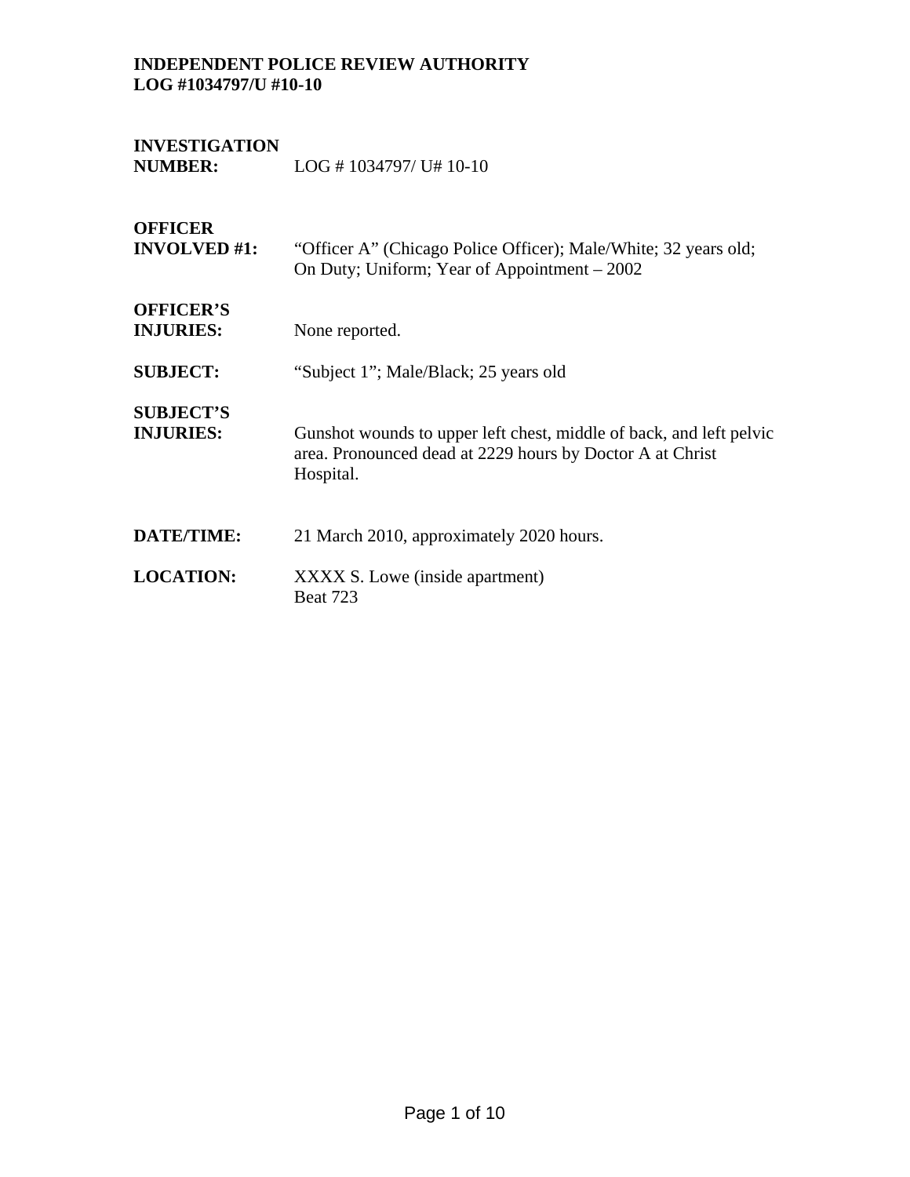**INDEPENDENT POLICE REVIEW AUTHORITY**
**LOG #1034797/U #10-10**

| | |
|---|---|
| **INVESTIGATION NUMBER:** | LOG # 1034797/ U# 10-10 |
| **OFFICER INVOLVED #1:** | "Officer A" (Chicago Police Officer); Male/White; 32 years old; On Duty; Uniform; Year of Appointment – 2002 |
| **OFFICER'S INJURIES:** | None reported. |
| **SUBJECT:** | "Subject 1"; Male/Black; 25 years old |
| **SUBJECT'S INJURIES:** | Gunshot wounds to upper left chest, middle of back, and left pelvic area. Pronounced dead at 2229 hours by Doctor A at Christ Hospital. |
| **DATE/TIME:** | 21 March 2010, approximately 2020 hours. |
| **LOCATION:** | XXXX S. Lowe (inside apartment)<br>Beat 723 |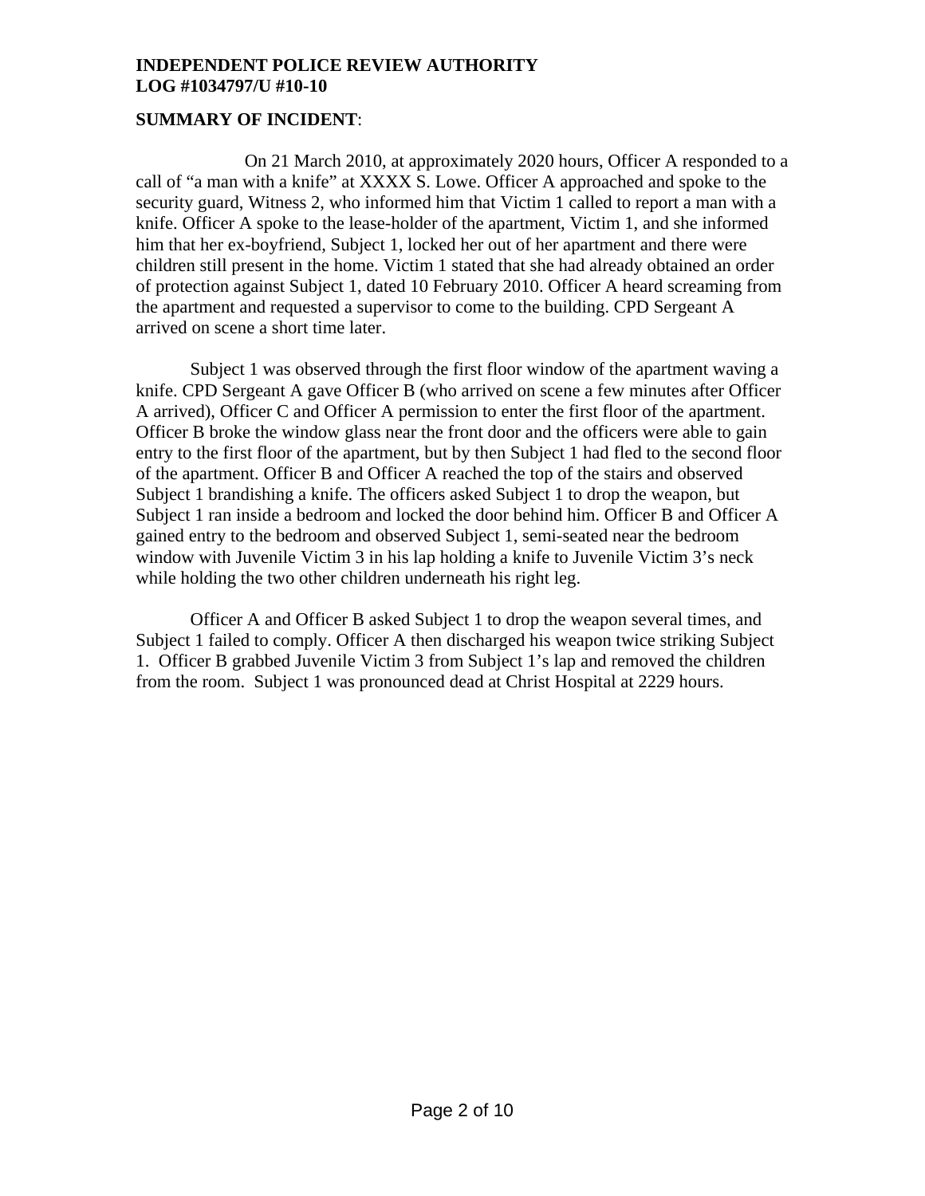**INDEPENDENT POLICE REVIEW AUTHORITY**
**LOG #1034797/U #10-10**

**SUMMARY OF INCIDENT**:

On 21 March 2010, at approximately 2020 hours, Officer A responded to a call of "a man with a knife" at XXXX S. Lowe. Officer A approached and spoke to the security guard, Witness 2, who informed him that Victim 1 called to report a man with a knife. Officer A spoke to the lease-holder of the apartment, Victim 1, and she informed him that her ex-boyfriend, Subject 1, locked her out of her apartment and there were children still present in the home. Victim 1 stated that she had already obtained an order of protection against Subject 1, dated 10 February 2010. Officer A heard screaming from the apartment and requested a supervisor to come to the building. CPD Sergeant A arrived on scene a short time later.

Subject 1 was observed through the first floor window of the apartment waving a knife. CPD Sergeant A gave Officer B (who arrived on scene a few minutes after Officer A arrived), Officer C and Officer A permission to enter the first floor of the apartment. Officer B broke the window glass near the front door and the officers were able to gain entry to the first floor of the apartment, but by then Subject 1 had fled to the second floor of the apartment. Officer B and Officer A reached the top of the stairs and observed Subject 1 brandishing a knife. The officers asked Subject 1 to drop the weapon, but Subject 1 ran inside a bedroom and locked the door behind him. Officer B and Officer A gained entry to the bedroom and observed Subject 1, semi-seated near the bedroom window with Juvenile Victim 3 in his lap holding a knife to Juvenile Victim 3's neck while holding the two other children underneath his right leg.

Officer A and Officer B asked Subject 1 to drop the weapon several times, and Subject 1 failed to comply. Officer A then discharged his weapon twice striking Subject 1. Officer B grabbed Juvenile Victim 3 from Subject 1's lap and removed the children from the room. Subject 1 was pronounced dead at Christ Hospital at 2229 hours.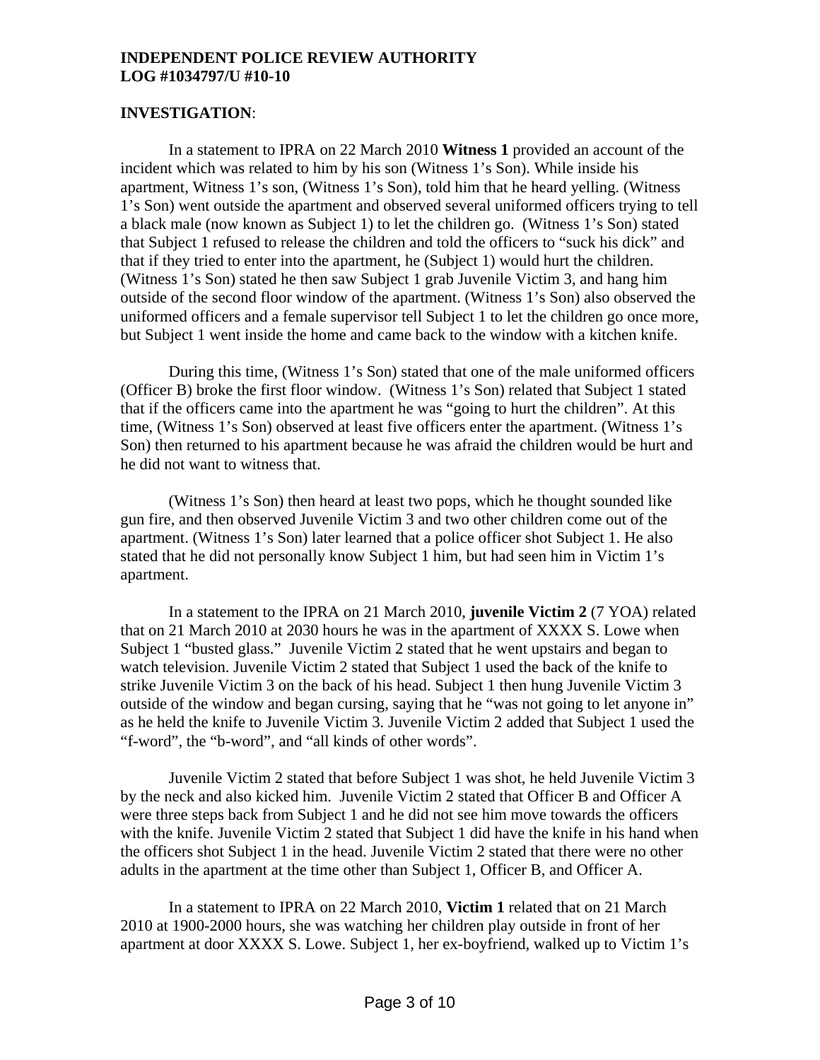**INDEPENDENT POLICE REVIEW AUTHORITY**
**LOG #1034797/U #10-10**

**INVESTIGATION**:

In a statement to IPRA on 22 March 2010 **Witness 1** provided an account of the incident which was related to him by his son (Witness 1's Son). While inside his apartment, Witness 1's son, (Witness 1's Son), told him that he heard yelling. (Witness 1's Son) went outside the apartment and observed several uniformed officers trying to tell a black male (now known as Subject 1) to let the children go. (Witness 1's Son) stated that Subject 1 refused to release the children and told the officers to "suck his dick" and that if they tried to enter into the apartment, he (Subject 1) would hurt the children. (Witness 1's Son) stated he then saw Subject 1 grab Juvenile Victim 3, and hang him outside of the second floor window of the apartment. (Witness 1's Son) also observed the uniformed officers and a female supervisor tell Subject 1 to let the children go once more, but Subject 1 went inside the home and came back to the window with a kitchen knife.

During this time, (Witness 1's Son) stated that one of the male uniformed officers (Officer B) broke the first floor window. (Witness 1's Son) related that Subject 1 stated that if the officers came into the apartment he was "going to hurt the children". At this time, (Witness 1's Son) observed at least five officers enter the apartment. (Witness 1's Son) then returned to his apartment because he was afraid the children would be hurt and he did not want to witness that.

(Witness 1's Son) then heard at least two pops, which he thought sounded like gun fire, and then observed Juvenile Victim 3 and two other children come out of the apartment. (Witness 1's Son) later learned that a police officer shot Subject 1. He also stated that he did not personally know Subject 1 him, but had seen him in Victim 1's apartment.

In a statement to the IPRA on 21 March 2010, **juvenile Victim 2** (7 YOA) related that on 21 March 2010 at 2030 hours he was in the apartment of XXXX S. Lowe when Subject 1 "busted glass." Juvenile Victim 2 stated that he went upstairs and began to watch television. Juvenile Victim 2 stated that Subject 1 used the back of the knife to strike Juvenile Victim 3 on the back of his head. Subject 1 then hung Juvenile Victim 3 outside of the window and began cursing, saying that he "was not going to let anyone in" as he held the knife to Juvenile Victim 3. Juvenile Victim 2 added that Subject 1 used the "f-word", the "b-word", and "all kinds of other words".

Juvenile Victim 2 stated that before Subject 1 was shot, he held Juvenile Victim 3 by the neck and also kicked him. Juvenile Victim 2 stated that Officer B and Officer A were three steps back from Subject 1 and he did not see him move towards the officers with the knife. Juvenile Victim 2 stated that Subject 1 did have the knife in his hand when the officers shot Subject 1 in the head. Juvenile Victim 2 stated that there were no other adults in the apartment at the time other than Subject 1, Officer B, and Officer A.

In a statement to IPRA on 22 March 2010, **Victim 1** related that on 21 March 2010 at 1900-2000 hours, she was watching her children play outside in front of her apartment at door XXXX S. Lowe. Subject 1, her ex-boyfriend, walked up to Victim 1's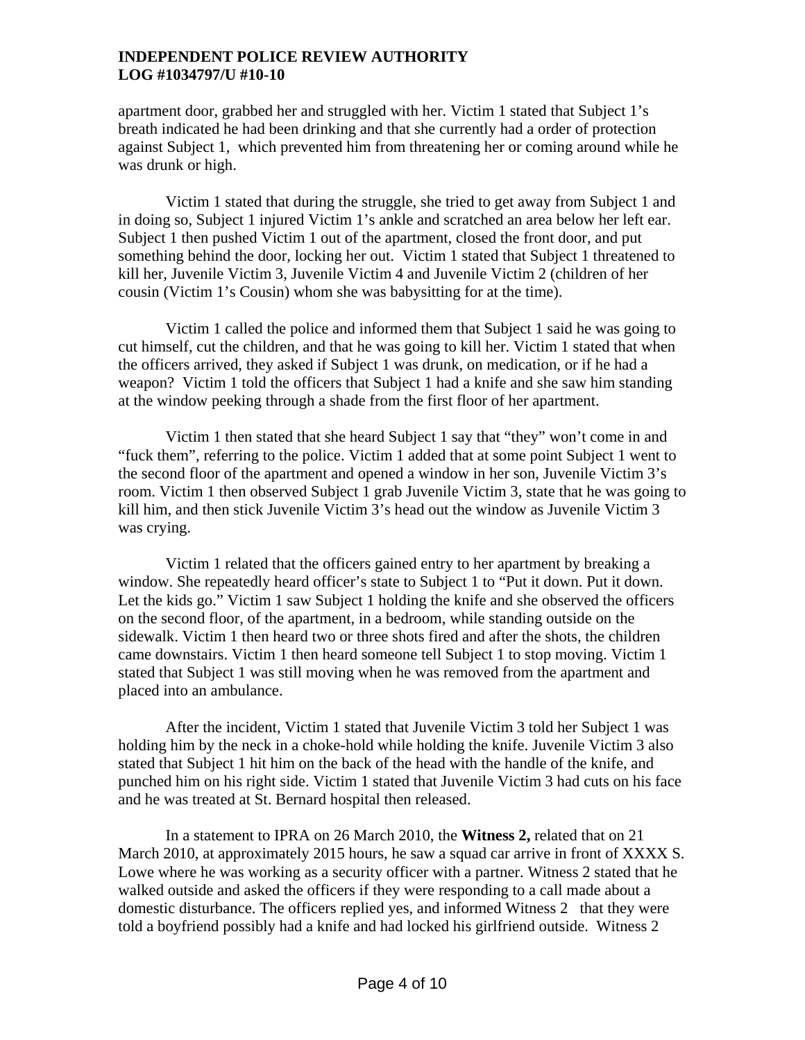apartment door, grabbed her and struggled with her. Victim 1 stated that Subject 1's breath indicated he had been drinking and that she currently had a order of protection against Subject 1, which prevented him from threatening her or coming around while he was drunk or high.

Victim 1 stated that during the struggle, she tried to get away from Subject 1 and in doing so, Subject 1 injured Victim 1's ankle and scratched an area below her left ear. Subject 1 then pushed Victim 1 out of the apartment, closed the front door, and put something behind the door, locking her out. Victim 1 stated that Subject 1 threatened to kill her, Juvenile Victim 3, Juvenile Victim 4 and Juvenile Victim 2 (children of her cousin (Victim 1's Cousin) whom she was babysitting for at the time).

Victim 1 called the police and informed them that Subject 1 said he was going to cut himself, cut the children, and that he was going to kill her. Victim 1 stated that when the officers arrived, they asked if Subject 1 was drunk, on medication, or if he had a weapon? Victim 1 told the officers that Subject 1 had a knife and she saw him standing at the window peeking through a shade from the first floor of her apartment.

Victim 1 then stated that she heard Subject 1 say that "they" won't come in and "fuck them", referring to the police. Victim 1 added that at some point Subject 1 went to the second floor of the apartment and opened a window in her son, Juvenile Victim 3's room. Victim 1 then observed Subject 1 grab Juvenile Victim 3, state that he was going to kill him, and then stick Juvenile Victim 3's head out the window as Juvenile Victim 3 was crying.

Victim 1 related that the officers gained entry to her apartment by breaking a window. She repeatedly heard officer's state to Subject 1 to "Put it down. Put it down. Let the kids go." Victim 1 saw Subject 1 holding the knife and she observed the officers on the second floor, of the apartment, in a bedroom, while standing outside on the sidewalk. Victim 1 then heard two or three shots fired and after the shots, the children came downstairs. Victim 1 then heard someone tell Subject 1 to stop moving. Victim 1 stated that Subject 1 was still moving when he was removed from the apartment and placed into an ambulance.

After the incident, Victim 1 stated that Juvenile Victim 3 told her Subject 1 was holding him by the neck in a choke-hold while holding the knife. Juvenile Victim 3 also stated that Subject 1 hit him on the back of the head with the handle of the knife, and punched him on his right side. Victim 1 stated that Juvenile Victim 3 had cuts on his face and he was treated at St. Bernard hospital then released.

In a statement to IPRA on 26 March 2010, the **Witness 2,** related that on 21 March 2010, at approximately 2015 hours, he saw a squad car arrive in front of XXXX S. Lowe where he was working as a security officer with a partner. Witness 2 stated that he walked outside and asked the officers if they were responding to a call made about a domestic disturbance. The officers replied yes, and informed Witness 2 that they were told a boyfriend possibly had a knife and had locked his girlfriend outside. Witness 2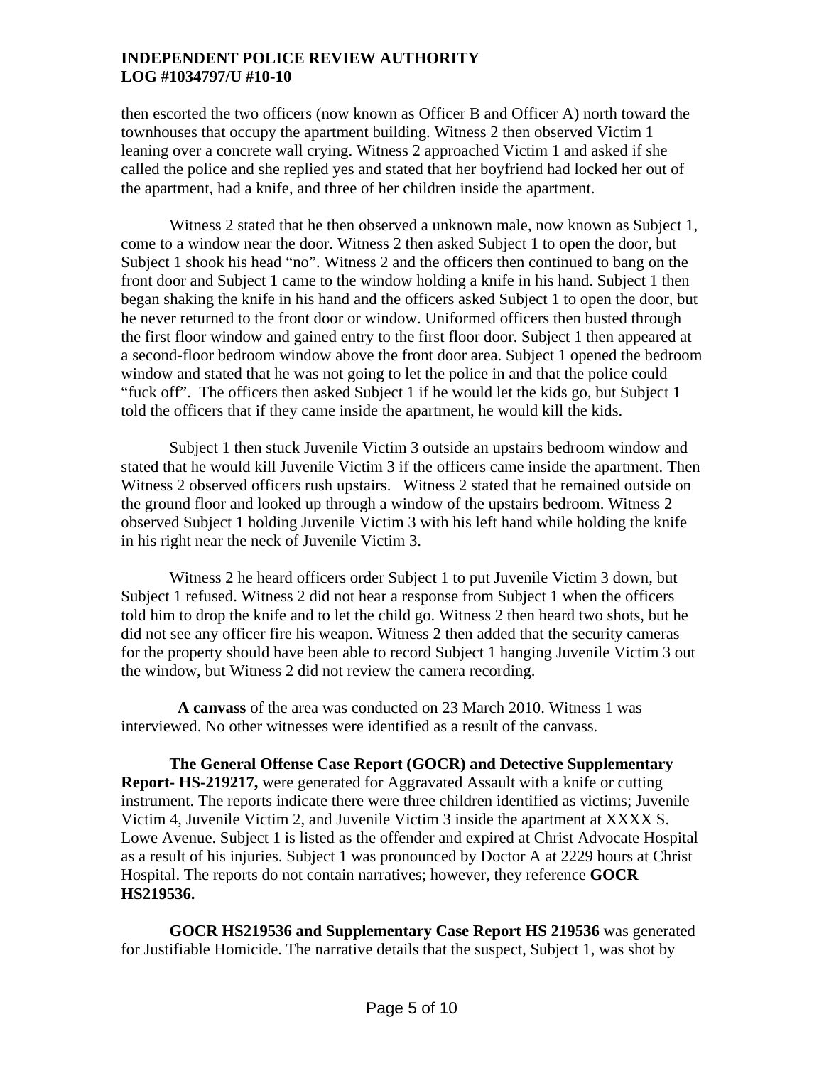then escorted the two officers (now known as Officer B and Officer A) north toward the townhouses that occupy the apartment building. Witness 2 then observed Victim 1 leaning over a concrete wall crying. Witness 2 approached Victim 1 and asked if she called the police and she replied yes and stated that her boyfriend had locked her out of the apartment, had a knife, and three of her children inside the apartment.

Witness 2 stated that he then observed a unknown male, now known as Subject 1, come to a window near the door. Witness 2 then asked Subject 1 to open the door, but Subject 1 shook his head "no". Witness 2 and the officers then continued to bang on the front door and Subject 1 came to the window holding a knife in his hand. Subject 1 then began shaking the knife in his hand and the officers asked Subject 1 to open the door, but he never returned to the front door or window. Uniformed officers then busted through the first floor window and gained entry to the first floor door. Subject 1 then appeared at a second-floor bedroom window above the front door area. Subject 1 opened the bedroom window and stated that he was not going to let the police in and that the police could "fuck off". The officers then asked Subject 1 if he would let the kids go, but Subject 1 told the officers that if they came inside the apartment, he would kill the kids.

Subject 1 then stuck Juvenile Victim 3 outside an upstairs bedroom window and stated that he would kill Juvenile Victim 3 if the officers came inside the apartment. Then Witness 2 observed officers rush upstairs. Witness 2 stated that he remained outside on the ground floor and looked up through a window of the upstairs bedroom. Witness 2 observed Subject 1 holding Juvenile Victim 3 with his left hand while holding the knife in his right near the neck of Juvenile Victim 3.

Witness 2 he heard officers order Subject 1 to put Juvenile Victim 3 down, but Subject 1 refused. Witness 2 did not hear a response from Subject 1 when the officers told him to drop the knife and to let the child go. Witness 2 then heard two shots, but he did not see any officer fire his weapon. Witness 2 then added that the security cameras for the property should have been able to record Subject 1 hanging Juvenile Victim 3 out the window, but Witness 2 did not review the camera recording.

**A canvass** of the area was conducted on 23 March 2010. Witness 1 was interviewed. No other witnesses were identified as a result of the canvass.

**The General Offense Case Report (GOCR) and Detective Supplementary Report- HS-219217,** were generated for Aggravated Assault with a knife or cutting instrument. The reports indicate there were three children identified as victims; Juvenile Victim 4, Juvenile Victim 2, and Juvenile Victim 3 inside the apartment at XXXX S. Lowe Avenue. Subject 1 is listed as the offender and expired at Christ Advocate Hospital as a result of his injuries. Subject 1 was pronounced by Doctor A at 2229 hours at Christ Hospital. The reports do not contain narratives; however, they reference **GOCR HS219536.**

**GOCR HS219536 and Supplementary Case Report HS 219536** was generated for Justifiable Homicide. The narrative details that the suspect, Subject 1, was shot by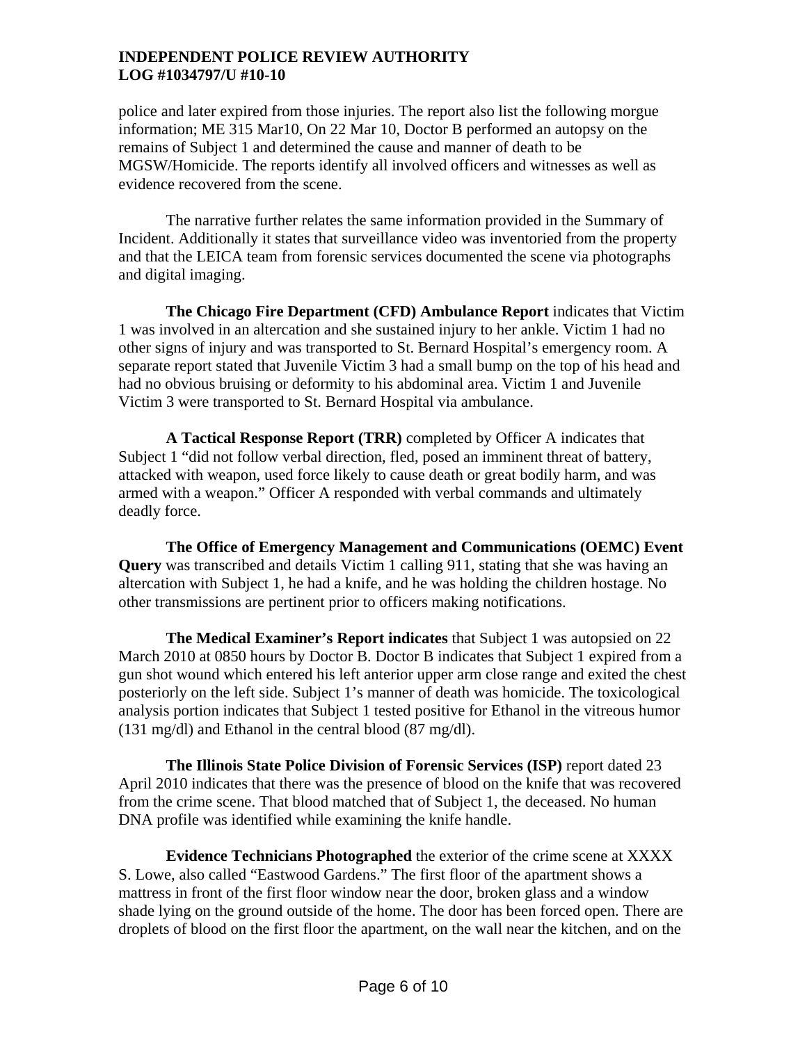police and later expired from those injuries. The report also list the following morgue information; ME 315 Mar10, On 22 Mar 10, Doctor B performed an autopsy on the remains of Subject 1 and determined the cause and manner of death to be MGSW/Homicide. The reports identify all involved officers and witnesses as well as evidence recovered from the scene.

The narrative further relates the same information provided in the Summary of Incident. Additionally it states that surveillance video was inventoried from the property and that the LEICA team from forensic services documented the scene via photographs and digital imaging.

**The Chicago Fire Department (CFD) Ambulance Report** indicates that Victim 1 was involved in an altercation and she sustained injury to her ankle. Victim 1 had no other signs of injury and was transported to St. Bernard Hospital's emergency room. A separate report stated that Juvenile Victim 3 had a small bump on the top of his head and had no obvious bruising or deformity to his abdominal area. Victim 1 and Juvenile Victim 3 were transported to St. Bernard Hospital via ambulance.

**A Tactical Response Report (TRR)** completed by Officer A indicates that Subject 1 "did not follow verbal direction, fled, posed an imminent threat of battery, attacked with weapon, used force likely to cause death or great bodily harm, and was armed with a weapon." Officer A responded with verbal commands and ultimately deadly force.

**The Office of Emergency Management and Communications (OEMC) Event Query** was transcribed and details Victim 1 calling 911, stating that she was having an altercation with Subject 1, he had a knife, and he was holding the children hostage. No other transmissions are pertinent prior to officers making notifications.

**The Medical Examiner's Report indicates** that Subject 1 was autopsied on 22 March 2010 at 0850 hours by Doctor B. Doctor B indicates that Subject 1 expired from a gun shot wound which entered his left anterior upper arm close range and exited the chest posteriorly on the left side. Subject 1's manner of death was homicide. The toxicological analysis portion indicates that Subject 1 tested positive for Ethanol in the vitreous humor (131 mg/dl) and Ethanol in the central blood (87 mg/dl).

**The Illinois State Police Division of Forensic Services (ISP)** report dated 23 April 2010 indicates that there was the presence of blood on the knife that was recovered from the crime scene. That blood matched that of Subject 1, the deceased. No human DNA profile was identified while examining the knife handle.

**Evidence Technicians Photographed** the exterior of the crime scene at XXXX S. Lowe, also called "Eastwood Gardens." The first floor of the apartment shows a mattress in front of the first floor window near the door, broken glass and a window shade lying on the ground outside of the home. The door has been forced open. There are droplets of blood on the first floor the apartment, on the wall near the kitchen, and on the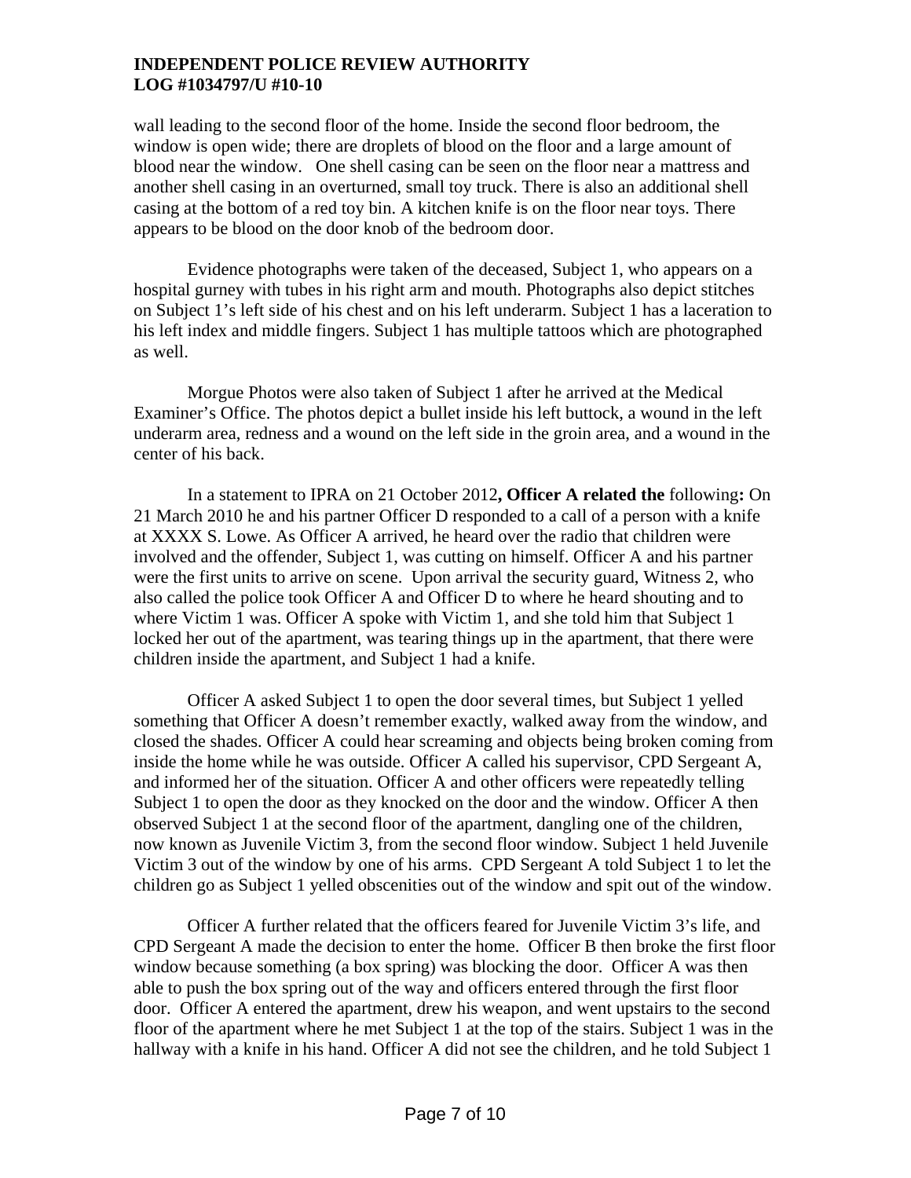wall leading to the second floor of the home. Inside the second floor bedroom, the window is open wide; there are droplets of blood on the floor and a large amount of blood near the window. One shell casing can be seen on the floor near a mattress and another shell casing in an overturned, small toy truck. There is also an additional shell casing at the bottom of a red toy bin. A kitchen knife is on the floor near toys. There appears to be blood on the door knob of the bedroom door.

Evidence photographs were taken of the deceased, Subject 1, who appears on a hospital gurney with tubes in his right arm and mouth. Photographs also depict stitches on Subject 1's left side of his chest and on his left underarm. Subject 1 has a laceration to his left index and middle fingers. Subject 1 has multiple tattoos which are photographed as well.

Morgue Photos were also taken of Subject 1 after he arrived at the Medical Examiner's Office. The photos depict a bullet inside his left buttock, a wound in the left underarm area, redness and a wound on the left side in the groin area, and a wound in the center of his back.

In a statement to IPRA on 21 October 2012**, Officer A related the** following**:** On 21 March 2010 he and his partner Officer D responded to a call of a person with a knife at XXXX S. Lowe. As Officer A arrived, he heard over the radio that children were involved and the offender, Subject 1, was cutting on himself. Officer A and his partner were the first units to arrive on scene. Upon arrival the security guard, Witness 2, who also called the police took Officer A and Officer D to where he heard shouting and to where Victim 1 was. Officer A spoke with Victim 1, and she told him that Subject 1 locked her out of the apartment, was tearing things up in the apartment, that there were children inside the apartment, and Subject 1 had a knife.

Officer A asked Subject 1 to open the door several times, but Subject 1 yelled something that Officer A doesn't remember exactly, walked away from the window, and closed the shades. Officer A could hear screaming and objects being broken coming from inside the home while he was outside. Officer A called his supervisor, CPD Sergeant A, and informed her of the situation. Officer A and other officers were repeatedly telling Subject 1 to open the door as they knocked on the door and the window. Officer A then observed Subject 1 at the second floor of the apartment, dangling one of the children, now known as Juvenile Victim 3, from the second floor window. Subject 1 held Juvenile Victim 3 out of the window by one of his arms. CPD Sergeant A told Subject 1 to let the children go as Subject 1 yelled obscenities out of the window and spit out of the window.

Officer A further related that the officers feared for Juvenile Victim 3's life, and CPD Sergeant A made the decision to enter the home. Officer B then broke the first floor window because something (a box spring) was blocking the door. Officer A was then able to push the box spring out of the way and officers entered through the first floor door. Officer A entered the apartment, drew his weapon, and went upstairs to the second floor of the apartment where he met Subject 1 at the top of the stairs. Subject 1 was in the hallway with a knife in his hand. Officer A did not see the children, and he told Subject 1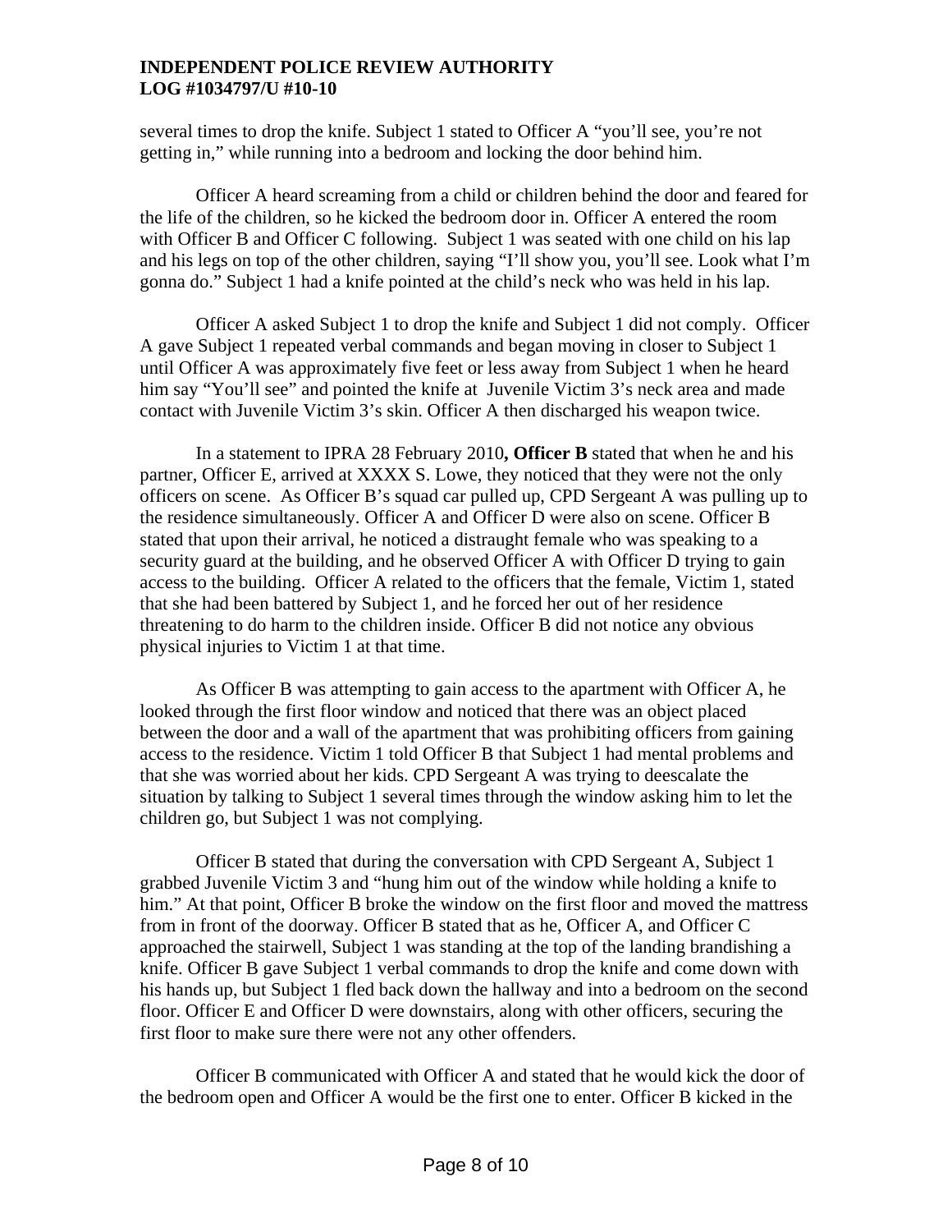several times to drop the knife. Subject 1 stated to Officer A "you'll see, you're not getting in," while running into a bedroom and locking the door behind him.

Officer A heard screaming from a child or children behind the door and feared for the life of the children, so he kicked the bedroom door in. Officer A entered the room with Officer B and Officer C following. Subject 1 was seated with one child on his lap and his legs on top of the other children, saying "I'll show you, you'll see. Look what I'm gonna do." Subject 1 had a knife pointed at the child's neck who was held in his lap.

Officer A asked Subject 1 to drop the knife and Subject 1 did not comply. Officer A gave Subject 1 repeated verbal commands and began moving in closer to Subject 1 until Officer A was approximately five feet or less away from Subject 1 when he heard him say "You'll see" and pointed the knife at Juvenile Victim 3's neck area and made contact with Juvenile Victim 3's skin. Officer A then discharged his weapon twice.

In a statement to IPRA 28 February 2010**, Officer B** stated that when he and his partner, Officer E, arrived at XXXX S. Lowe, they noticed that they were not the only officers on scene. As Officer B's squad car pulled up, CPD Sergeant A was pulling up to the residence simultaneously. Officer A and Officer D were also on scene. Officer B stated that upon their arrival, he noticed a distraught female who was speaking to a security guard at the building, and he observed Officer A with Officer D trying to gain access to the building. Officer A related to the officers that the female, Victim 1, stated that she had been battered by Subject 1, and he forced her out of her residence threatening to do harm to the children inside. Officer B did not notice any obvious physical injuries to Victim 1 at that time.

As Officer B was attempting to gain access to the apartment with Officer A, he looked through the first floor window and noticed that there was an object placed between the door and a wall of the apartment that was prohibiting officers from gaining access to the residence. Victim 1 told Officer B that Subject 1 had mental problems and that she was worried about her kids. CPD Sergeant A was trying to deescalate the situation by talking to Subject 1 several times through the window asking him to let the children go, but Subject 1 was not complying.

Officer B stated that during the conversation with CPD Sergeant A, Subject 1 grabbed Juvenile Victim 3 and "hung him out of the window while holding a knife to him." At that point, Officer B broke the window on the first floor and moved the mattress from in front of the doorway. Officer B stated that as he, Officer A, and Officer C approached the stairwell, Subject 1 was standing at the top of the landing brandishing a knife. Officer B gave Subject 1 verbal commands to drop the knife and come down with his hands up, but Subject 1 fled back down the hallway and into a bedroom on the second floor. Officer E and Officer D were downstairs, along with other officers, securing the first floor to make sure there were not any other offenders.

Officer B communicated with Officer A and stated that he would kick the door of the bedroom open and Officer A would be the first one to enter. Officer B kicked in the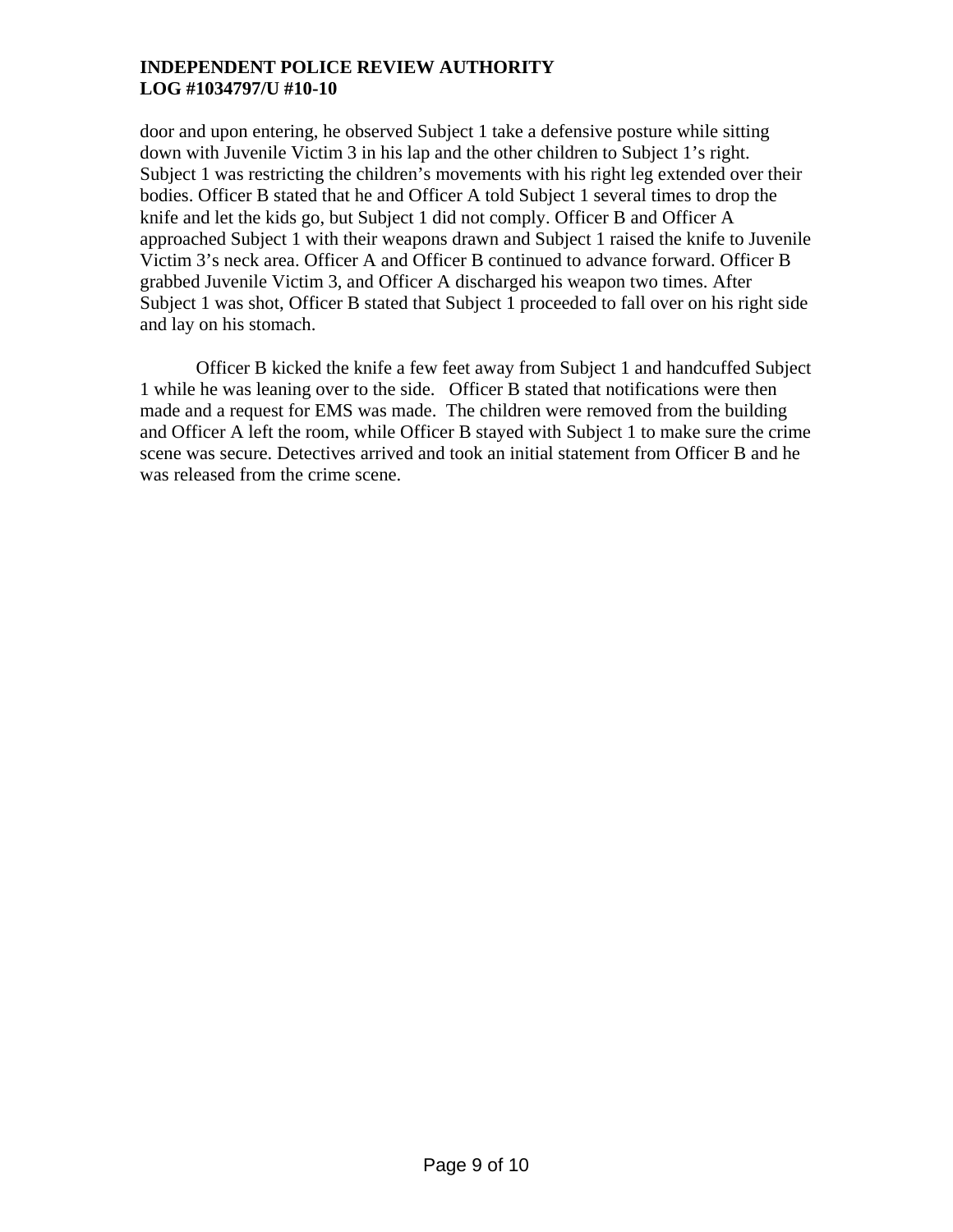door and upon entering, he observed Subject 1 take a defensive posture while sitting down with Juvenile Victim 3 in his lap and the other children to Subject 1's right. Subject 1 was restricting the children's movements with his right leg extended over their bodies. Officer B stated that he and Officer A told Subject 1 several times to drop the knife and let the kids go, but Subject 1 did not comply. Officer B and Officer A approached Subject 1 with their weapons drawn and Subject 1 raised the knife to Juvenile Victim 3's neck area. Officer A and Officer B continued to advance forward. Officer B grabbed Juvenile Victim 3, and Officer A discharged his weapon two times. After Subject 1 was shot, Officer B stated that Subject 1 proceeded to fall over on his right side and lay on his stomach.

Officer B kicked the knife a few feet away from Subject 1 and handcuffed Subject 1 while he was leaning over to the side. Officer B stated that notifications were then made and a request for EMS was made. The children were removed from the building and Officer A left the room, while Officer B stayed with Subject 1 to make sure the crime scene was secure. Detectives arrived and took an initial statement from Officer B and he was released from the crime scene.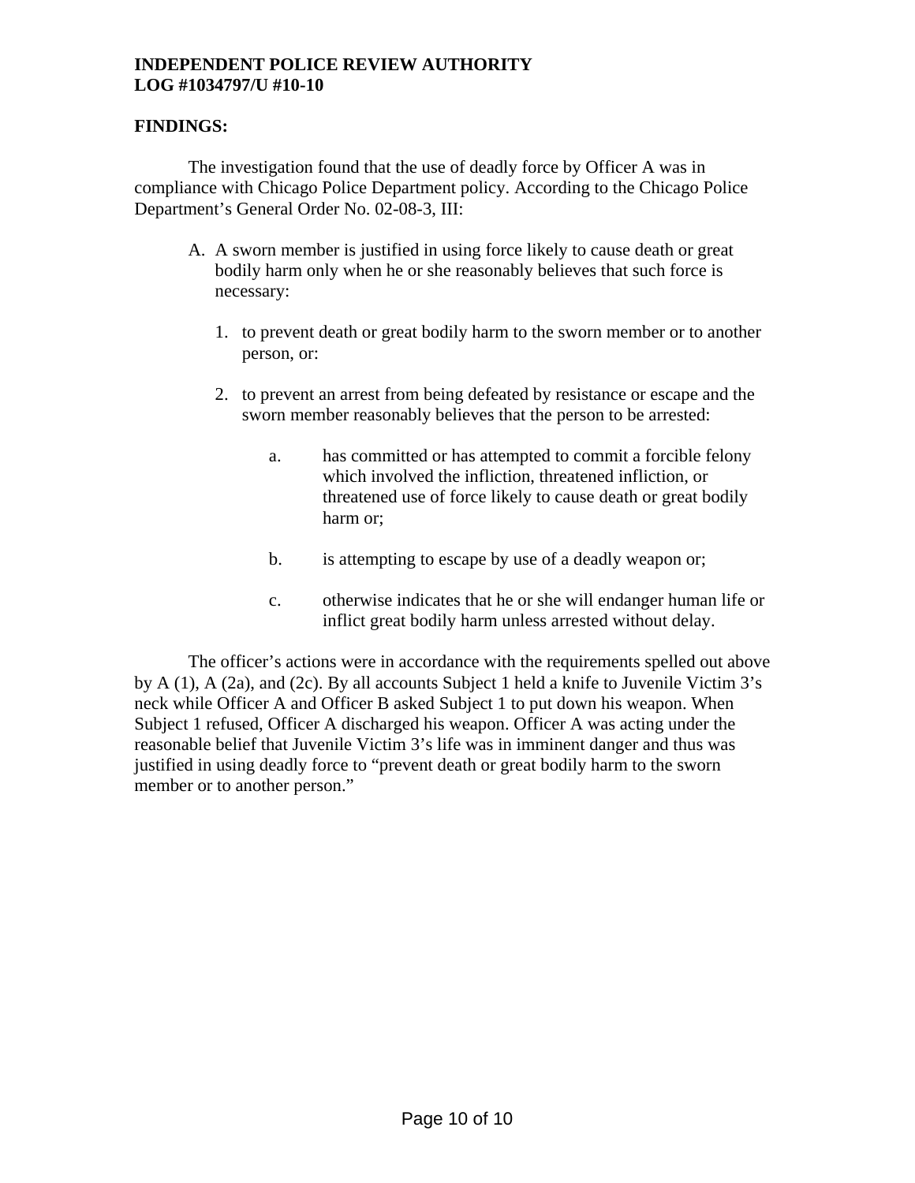**INDEPENDENT POLICE REVIEW AUTHORITY**
**LOG #1034797/U #10-10**

**FINDINGS:**

The investigation found that the use of deadly force by Officer A was in compliance with Chicago Police Department policy. According to the Chicago Police Department's General Order No. 02-08-3, III:

A. A sworn member is justified in using force likely to cause death or great bodily harm only when he or she reasonably believes that such force is necessary:

   1. to prevent death or great bodily harm to the sworn member or to another person, or:

   2. to prevent an arrest from being defeated by resistance or escape and the sworn member reasonably believes that the person to be arrested:

      a. has committed or has attempted to commit a forcible felony which involved the infliction, threatened infliction, or threatened use of force likely to cause death or great bodily harm or;

      b. is attempting to escape by use of a deadly weapon or;

      c. otherwise indicates that he or she will endanger human life or inflict great bodily harm unless arrested without delay.

The officer's actions were in accordance with the requirements spelled out above by A (1), A (2a), and (2c). By all accounts Subject 1 held a knife to Juvenile Victim 3's neck while Officer A and Officer B asked Subject 1 to put down his weapon. When Subject 1 refused, Officer A discharged his weapon. Officer A was acting under the reasonable belief that Juvenile Victim 3's life was in imminent danger and thus was justified in using deadly force to "prevent death or great bodily harm to the sworn member or to another person."